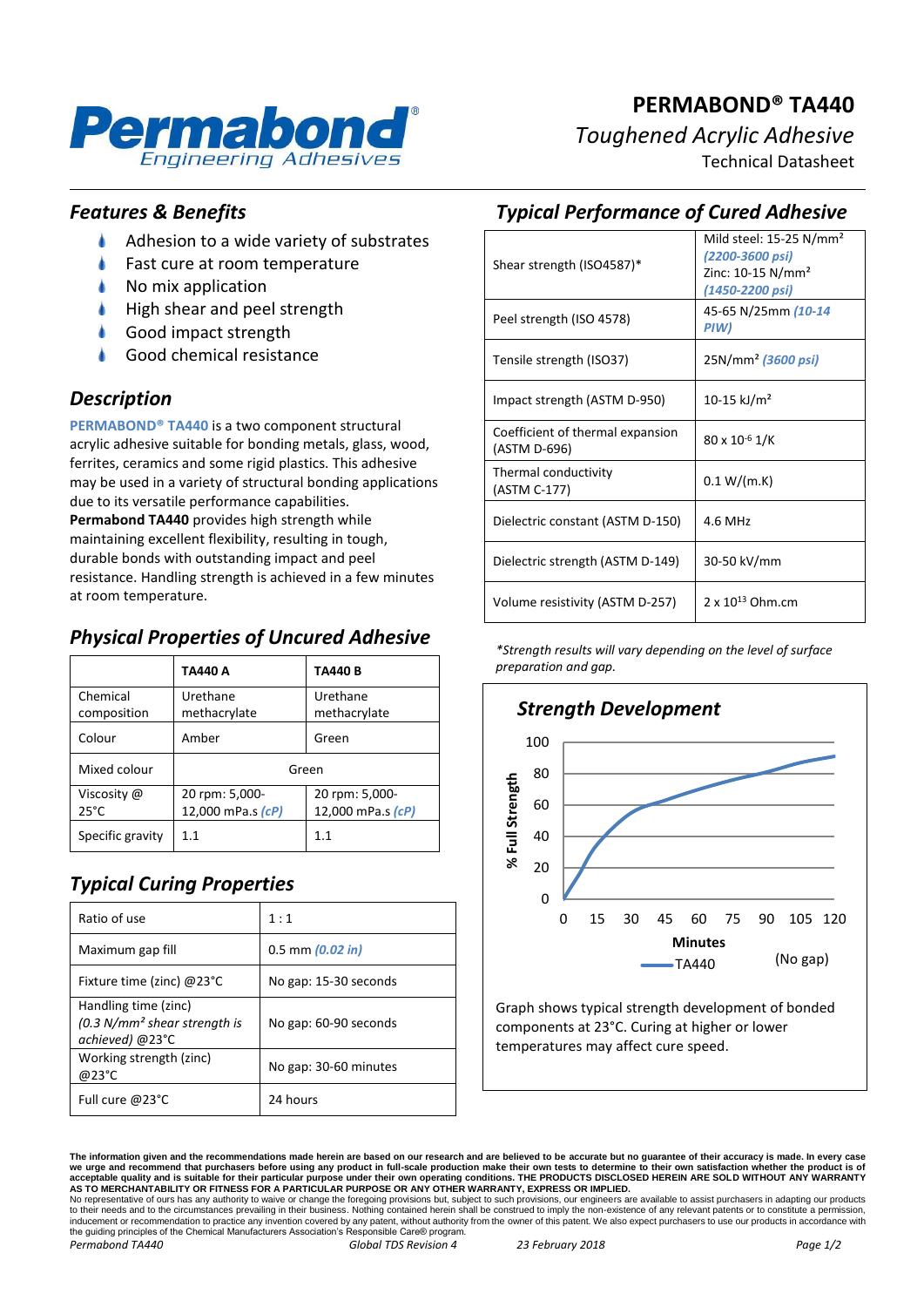# PERMABOND® TA440

*Toughened Acrylic Adhesive*

Technical Datasheet

## *Features & Benefits*

- Adhesion to a wide variety of substrates
- Fast cure at room temperature
- No mix application
- High shear and peel strength
- Good impact strength
- Good chemical resistance

## *Description*

**PERMABOND® TA440** is a two component structural acrylic adhesive suitable for bonding metals, glass, wood, ferrites, ceramics and some rigid plastics. This adhesive may be used in a variety of structural bonding applications due to its versatile performance capabilities. **Permabond TA440** provides high strength while maintaining excellent flexibility, resulting in tough, durable bonds with outstanding impact and peel resistance. Handling strength is achieved in a few minutes at room temperature.

## *Physical Properties of Uncured Adhesive*

| | **TA440 A** | **TA440 B** |
|---|---|---|
| Chemical composition | Urethane methacrylate | Urethane methacrylate |
| Colour | Amber | Green |
| Mixed colour | Green | |
| Viscosity @ 25°C | 20 rpm: 5,000-12,000 mPa.s *(cP)* | 20 rpm: 5,000-12,000 mPa.s *(cP)* |
| Specific gravity | 1.1 | 1.1 |

## *Typical Curing Properties*

| | |
|---|---|
| Ratio of use | 1 : 1 |
| Maximum gap fill | 0.5 mm *(0.02 in)* |
| Fixture time (zinc) @23°C | No gap: 15-30 seconds |
| Handling time (zinc) *(0.3 N/mm² shear strength is achieved)* @23°C | No gap: 60-90 seconds |
| Working strength (zinc) @23°C | No gap: 30-60 minutes |
| Full cure @23°C | 24 hours |

## *Typical Performance of Cured Adhesive*

| | |
|---|---|
| Shear strength (ISO4587)* | Mild steel: 15-25 N/mm² *(2200-3600 psi)* Zinc: 10-15 N/mm² *(1450-2200 psi)* |
| Peel strength (ISO 4578) | 45-65 N/25mm *(10-14 PIW)* |
| Tensile strength (ISO37) | 25N/mm² *(3600 psi)* |
| Impact strength (ASTM D-950) | 10-15 kJ/m² |
| Coefficient of thermal expansion (ASTM D-696) | $80 \times 10^{-6}$ 1/K |
| Thermal conductivity (ASTM C-177) | 0.1 W/(m.K) |
| Dielectric constant (ASTM D-150) | 4.6 MHz |
| Dielectric strength (ASTM D-149) | 30-50 kV/mm |
| Volume resistivity (ASTM D-257) | $2 \times 10^{13}$ Ohm.cm |

*\*Strength results will vary depending on the level of surface preparation and gap.*

## *Strength Development*

Graph shows typical strength development of bonded components at 23°C. Curing at higher or lower temperatures may affect cure speed.

**The information given and the recommendations made herein are based on our research and are believed to be accurate but no guarantee of their accuracy is made. In every case we urge and recommend that purchasers before using any product in full-scale production make their own tests to determine to their own satisfaction whether the product is of acceptable quality and is suitable for their particular purpose under their own operating conditions. THE PRODUCTS DISCLOSED HEREIN ARE SOLD WITHOUT ANY WARRANTY AS TO MERCHANTABILITY OR FITNESS FOR A PARTICULAR PURPOSE OR ANY OTHER WARRANTY, EXPRESS OR IMPLIED.**
No representative of ours has any authority to waive or change the foregoing provisions but, subject to such provisions, our engineers are available to assist purchasers in adapting our products to their needs and to the circumstances prevailing in their business. Nothing contained herein shall be construed to imply the non-existence of any relevant patents or to constitute a permission, inducement or recommendation to practice any invention covered by any patent, without authority from the owner of this patent. We also expect purchasers to use our products in accordance with the guiding principles of the Chemical Manufacturers Association's Responsible Care® program.

*Permabond TA440* *Global TDS Revision 4* *23 February 2018*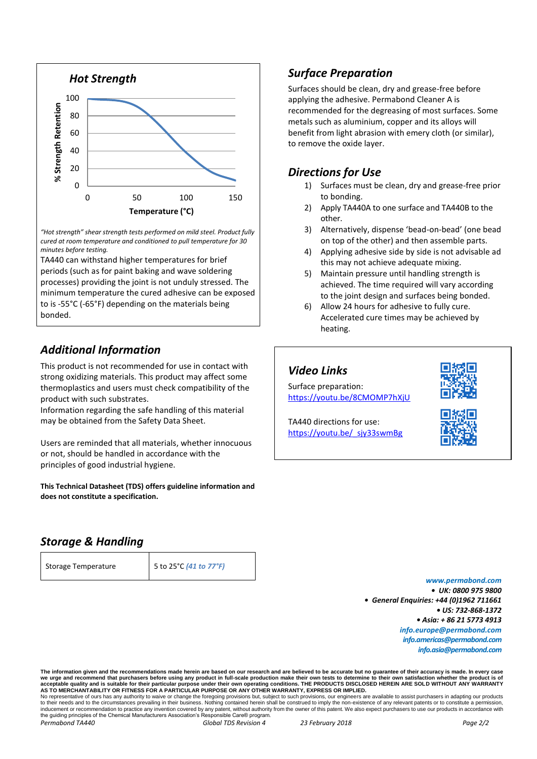## Hot Strength

% Strength Retention

100
80
60
40
20
0

0
50
100
150

Temperature (°C)

*"Hot strength" shear strength tests performed on mild steel. Product fully cured at room temperature and conditioned to pull temperature for 30 minutes before testing.*

TA440 can withstand higher temperatures for brief periods (such as for paint baking and wave soldering processes) providing the joint is not unduly stressed. The minimum temperature the cured adhesive can be exposed to is -55°C (-65°F) depending on the materials being bonded.

## Additional Information

This product is not recommended for use in contact with strong oxidizing materials. This product may affect some thermoplastics and users must check compatibility of the product with such substrates.
Information regarding the safe handling of this material may be obtained from the Safety Data Sheet.

Users are reminded that all materials, whether innocuous or not, should be handled in accordance with the principles of good industrial hygiene.

**This Technical Datasheet (TDS) offers guideline information and does not constitute a specification.**

## Storage & Handling

| | |
|---|---|
| Storage Temperature | 5 to 25°C *(41 to 77°F)* |

## Surface Preparation

Surfaces should be clean, dry and grease-free before applying the adhesive. Permabond Cleaner A is recommended for the degreasing of most surfaces. Some metals such as aluminium, copper and its alloys will benefit from light abrasion with emery cloth (or similar), to remove the oxide layer.

## Directions for Use

1) Surfaces must be clean, dry and grease-free prior to bonding.
2) Apply TA440A to one surface and TA440B to the other.
3) Alternatively, dispense 'bead-on-bead' (one bead on top of the other) and then assemble parts.
4) Applying adhesive side by side is not advisable ad this may not achieve adequate mixing.
5) Maintain pressure until handling strength is achieved. The time required will vary according to the joint design and surfaces being bonded.
6) Allow 24 hours for adhesive to fully cure. Accelerated cure times may be achieved by heating.

## Video Links

Surface preparation:
https://youtu.be/8CMOMP7hXjU

TA440 directions for use:
https://youtu.be/_sjy33swmBg

*www.permabond.com*
*• UK: 0800 975 9800*
*• General Enquiries: +44 (0)1962 711661*
*• US: 732-868-1372*
*• Asia: + 86 21 5773 4913*
*info.europe@permabond.com*
*info.americas@permabond.com*
*info.asia@permabond.com*

**The information given and the recommendations made herein are based on our research and are believed to be accurate but no guarantee of their accuracy is made. In every case we urge and recommend that purchasers before using any product in full-scale production make their own tests to determine to their own satisfaction whether the product is of acceptable quality and is suitable for their particular purpose under their own operating conditions. THE PRODUCTS DISCLOSED HEREIN ARE SOLD WITHOUT ANY WARRANTY AS TO MERCHANTABILITY OR FITNESS FOR A PARTICULAR PURPOSE OR ANY OTHER WARRANTY, EXPRESS OR IMPLIED.**
No representative of ours has any authority to waive or change the foregoing provisions but, subject to such provisions, our engineers are available to assist purchasers in adapting our products to their needs and to the circumstances prevailing in their business. Nothing contained herein shall be construed to imply the non-existence of any relevant patents or to constitute a permission, inducement or recommendation to practice any invention covered by any patent, without authority from the owner of this patent. We also expect purchasers to use our products in accordance with the guiding principles of the Chemical Manufacturers Association's Responsible Care® program.

*Permabond TA440* *Global TDS Revision 4* *23 February 2018*